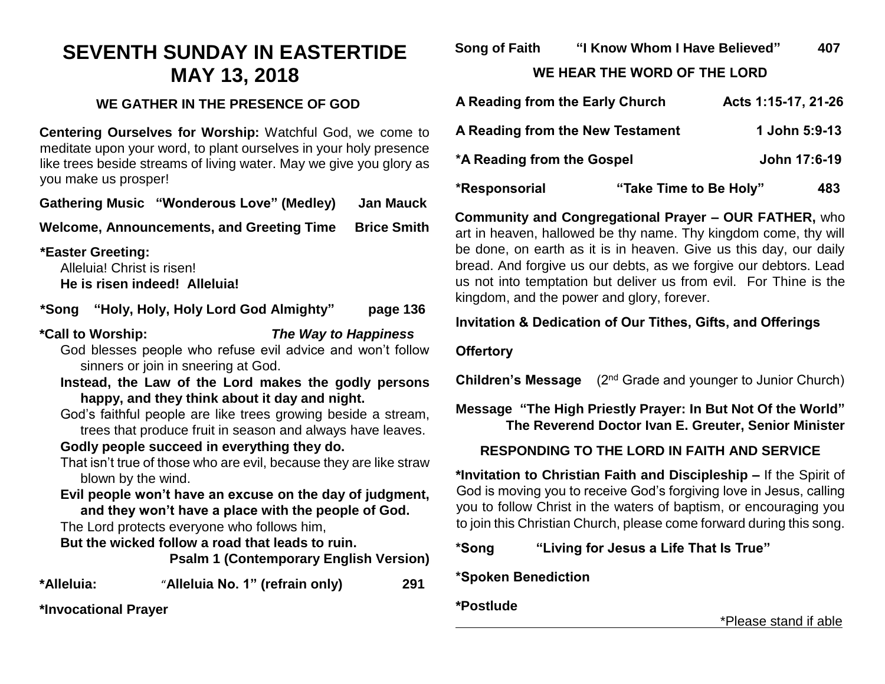# SEVENTH SUNDAY IN EASTERTIDE
# MAY 13, 2018

## WE GATHER IN THE PRESENCE OF GOD

**Centering Ourselves for Worship:** Watchful God, we come to meditate upon your word, to plant ourselves in your holy presence like trees beside streams of living water. May we give you glory as you make us prosper!

**Gathering Music "Wonderous Love" (Medley) Jan Mauck**

**Welcome, Announcements, and Greeting Time Brice Smith**

***Easter Greeting:**

Alleluia! Christ is risen!
**He is risen indeed! Alleluia!**

***Song "Holy, Holy, Holy Lord God Almighty" page 136**

***Call to Worship:** ***The Way to Happiness***

God blesses people who refuse evil advice and won't follow sinners or join in sneering at God.

**Instead, the Law of the Lord makes the godly persons happy, and they think about it day and night.**

God's faithful people are like trees growing beside a stream, trees that produce fruit in season and always have leaves.

**Godly people succeed in everything they do.**

That isn't true of those who are evil, because they are like straw blown by the wind.

**Evil people won't have an excuse on the day of judgment, and they won't have a place with the people of God.**

The Lord protects everyone who follows him,

**But the wicked follow a road that leads to ruin.**

**Psalm 1 (Contemporary English Version)**

***Alleluia: "Alleluia No. 1" (refrain only) 291**

***Invocational Prayer**

**Song of Faith "I Know Whom I Have Believed" 407**

## WE HEAR THE WORD OF THE LORD

**A Reading from the Early Church Acts 1:15-17, 21-26**

**A Reading from the New Testament 1 John 5:9-13**

***A Reading from the Gospel John 17:6-19**

***Responsorial "Take Time to Be Holy" 483**

**Community and Congregational Prayer – OUR FATHER,** who art in heaven, hallowed be thy name. Thy kingdom come, thy will be done, on earth as it is in heaven. Give us this day, our daily bread. And forgive us our debts, as we forgive our debtors. Lead us not into temptation but deliver us from evil. For Thine is the kingdom, and the power and glory, forever.

**Invitation & Dedication of Our Tithes, Gifts, and Offerings**

**Offertory**

**Children's Message** (2nd Grade and younger to Junior Church)

**Message "The High Priestly Prayer: In But Not Of the World"**
**The Reverend Doctor Ivan E. Greuter, Senior Minister**

## RESPONDING TO THE LORD IN FAITH AND SERVICE

***Invitation to Christian Faith and Discipleship –** If the Spirit of God is moving you to receive God's forgiving love in Jesus, calling you to follow Christ in the waters of baptism, or encouraging you to join this Christian Church, please come forward during this song.

***Song "Living for Jesus a Life That Is True"**

***Spoken Benediction**

***Postlude**

*Please stand if able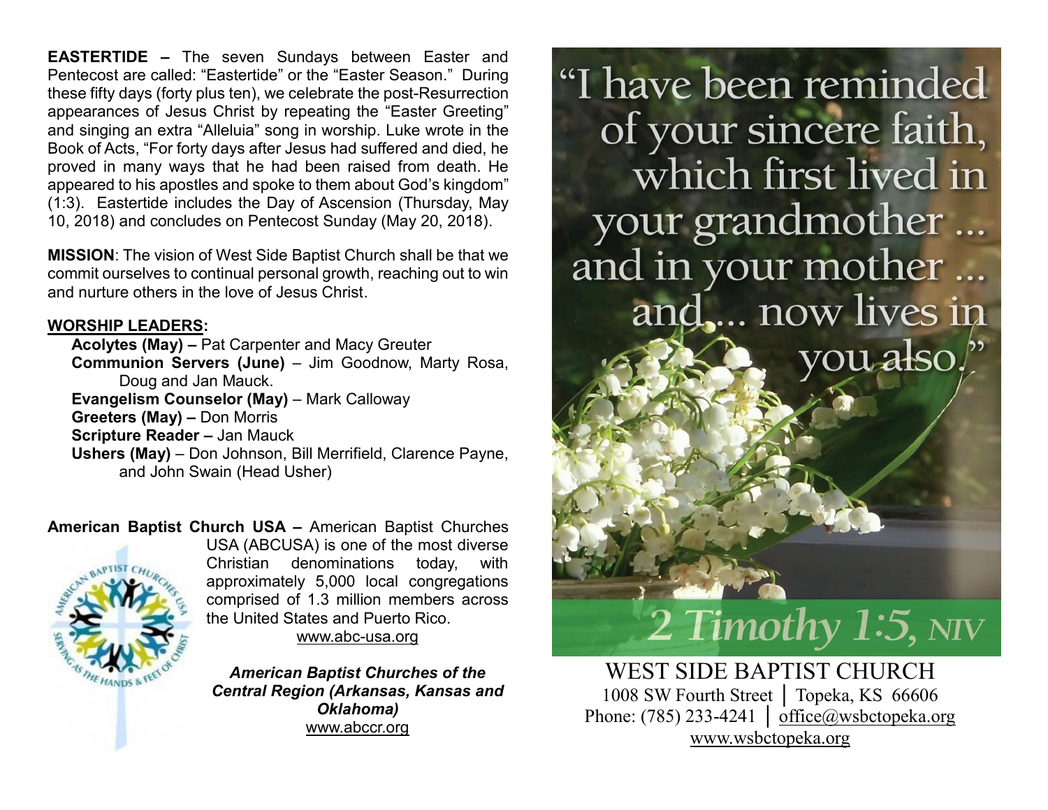**EASTERTIDE –** The seven Sundays between Easter and Pentecost are called: "Eastertide" or the "Easter Season." During these fifty days (forty plus ten), we celebrate the post-Resurrection appearances of Jesus Christ by repeating the "Easter Greeting" and singing an extra "Alleluia" song in worship. Luke wrote in the Book of Acts, "For forty days after Jesus had suffered and died, he proved in many ways that he had been raised from death. He appeared to his apostles and spoke to them about God's kingdom" (1:3). Eastertide includes the Day of Ascension (Thursday, May 10, 2018) and concludes on Pentecost Sunday (May 20, 2018).

**MISSION**: The vision of West Side Baptist Church shall be that we commit ourselves to continual personal growth, reaching out to win and nurture others in the love of Jesus Christ.

**WORSHIP LEADERS:**

**Acolytes (May) –** Pat Carpenter and Macy Greuter
**Communion Servers (June)** – Jim Goodnow, Marty Rosa, Doug and Jan Mauck.
**Evangelism Counselor (May)** – Mark Calloway
**Greeters (May) –** Don Morris
**Scripture Reader –** Jan Mauck
**Ushers (May)** – Don Johnson, Bill Merrifield, Clarence Payne, and John Swain (Head Usher)

**American Baptist Church USA –** American Baptist Churches USA (ABCUSA) is one of the most diverse Christian denominations today, with approximately 5,000 local congregations comprised of 1.3 million members across the United States and Puerto Rico.
www.abc-usa.org

***American Baptist Churches of the Central Region (Arkansas, Kansas and Oklahoma)***
www.abccr.org

"I have been reminded of your sincere faith, which first lived in your grandmother ... and in your mother ... and ... now lives in you also."

2 Timothy 1:5, NIV

WEST SIDE BAPTIST CHURCH
1008 SW Fourth Street | Topeka, KS 66606
Phone: (785) 233-4241 | office@wsbctopeka.org
www.wsbctopeka.org